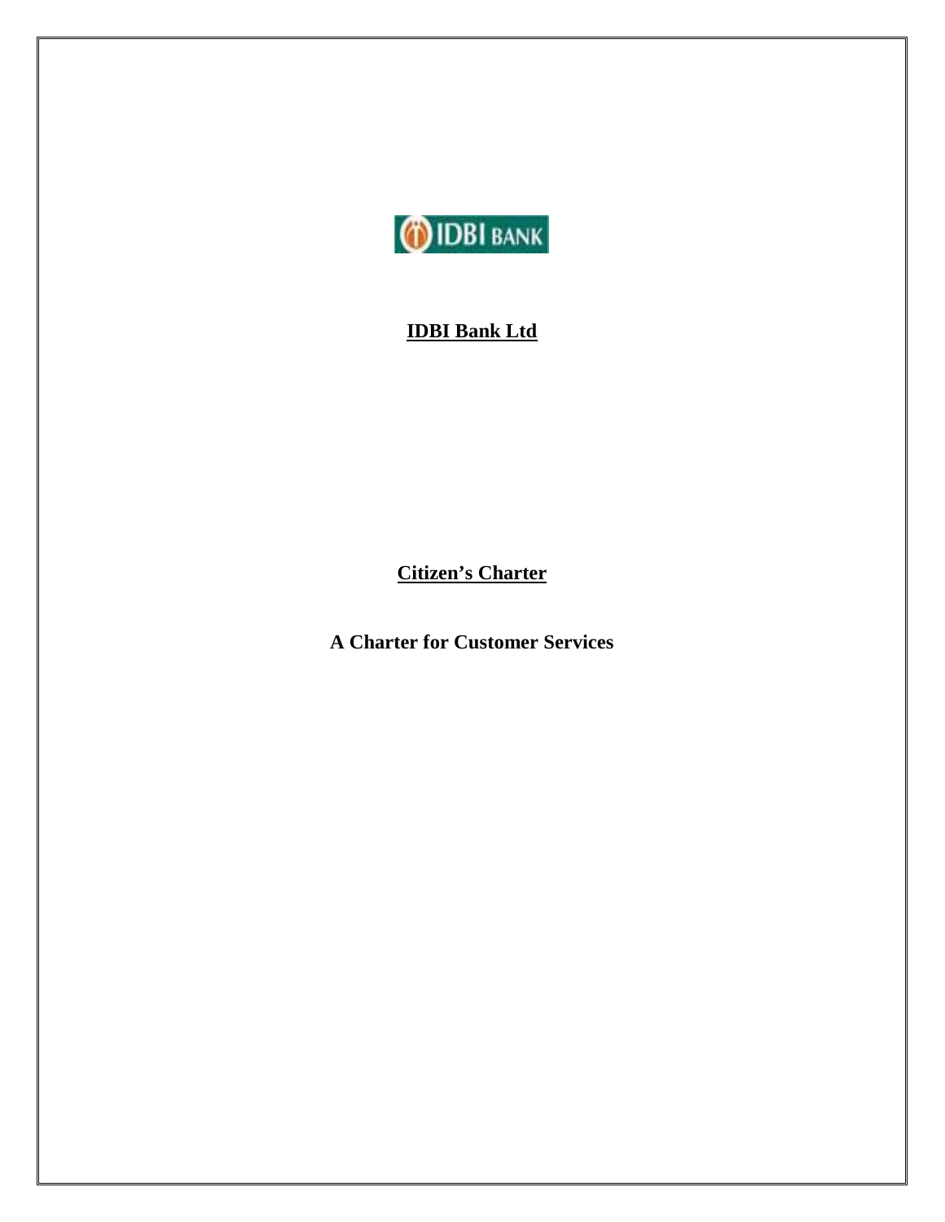**IDBI Bank Ltd**

**Citizen's Charter**

**A Charter for Customer Services**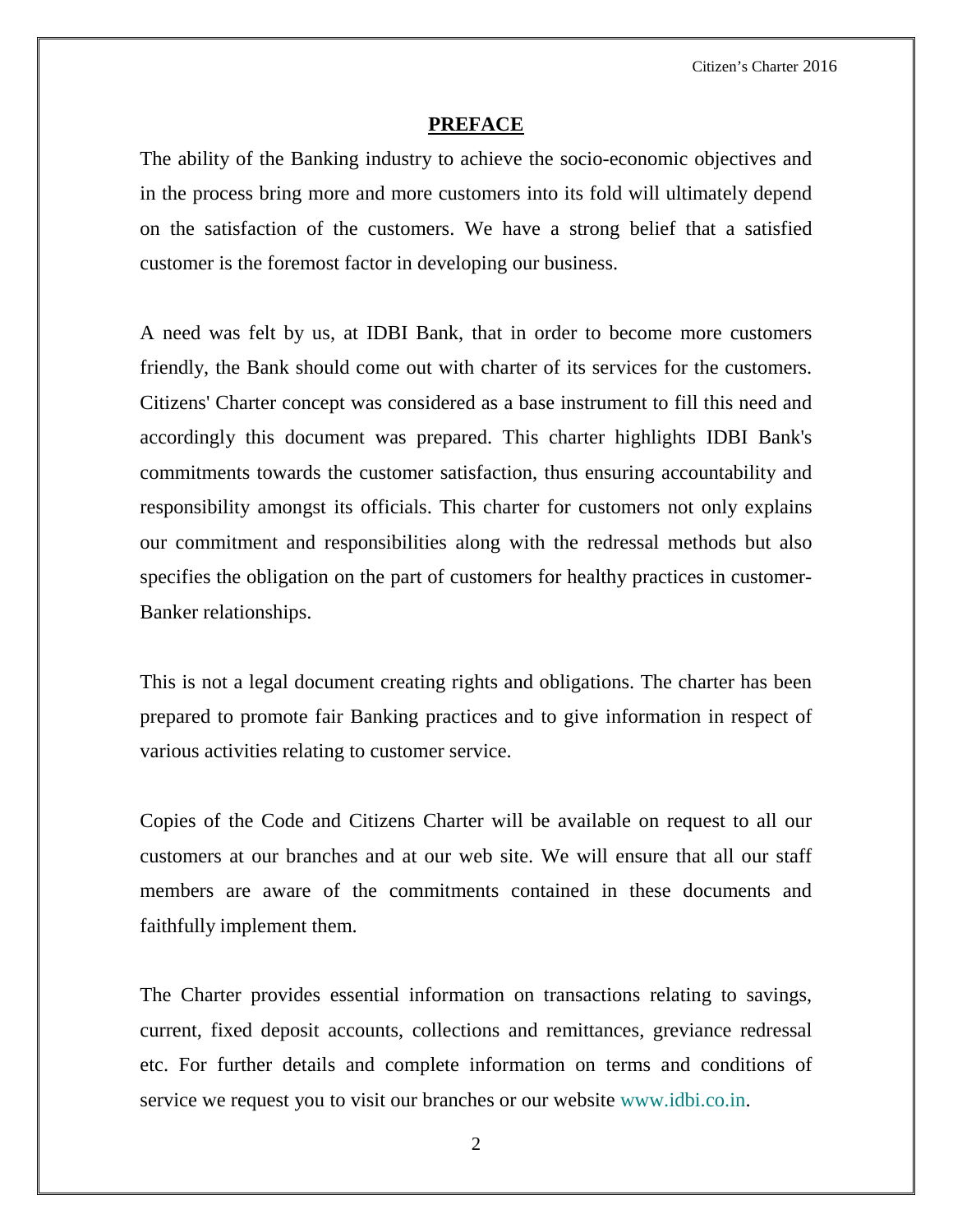## PREFACE

The ability of the Banking industry to achieve the socio-economic objectives and in the process bring more and more customers into its fold will ultimately depend on the satisfaction of the customers. We have a strong belief that a satisfied customer is the foremost factor in developing our business.

A need was felt by us, at IDBI Bank, that in order to become more customers friendly, the Bank should come out with charter of its services for the customers. Citizens' Charter concept was considered as a base instrument to fill this need and accordingly this document was prepared. This charter highlights IDBI Bank's commitments towards the customer satisfaction, thus ensuring accountability and responsibility amongst its officials. This charter for customers not only explains our commitment and responsibilities along with the redressal methods but also specifies the obligation on the part of customers for healthy practices in customer-Banker relationships.

This is not a legal document creating rights and obligations. The charter has been prepared to promote fair Banking practices and to give information in respect of various activities relating to customer service.

Copies of the Code and Citizens Charter will be available on request to all our customers at our branches and at our web site. We will ensure that all our staff members are aware of the commitments contained in these documents and faithfully implement them.

The Charter provides essential information on transactions relating to savings, current, fixed deposit accounts, collections and remittances, greviance redressal etc. For further details and complete information on terms and conditions of service we request you to visit our branches or our website www.idbi.co.in.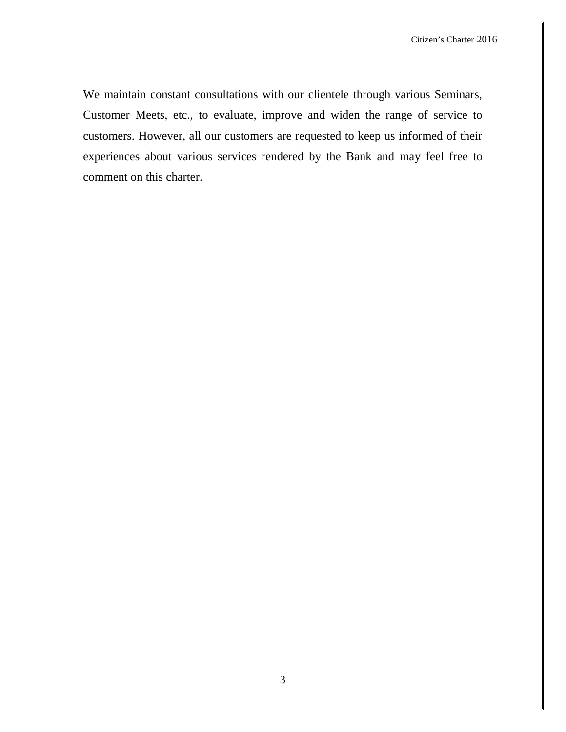We maintain constant consultations with our clientele through various Seminars, Customer Meets, etc., to evaluate, improve and widen the range of service to customers. However, all our customers are requested to keep us informed of their experiences about various services rendered by the Bank and may feel free to comment on this charter.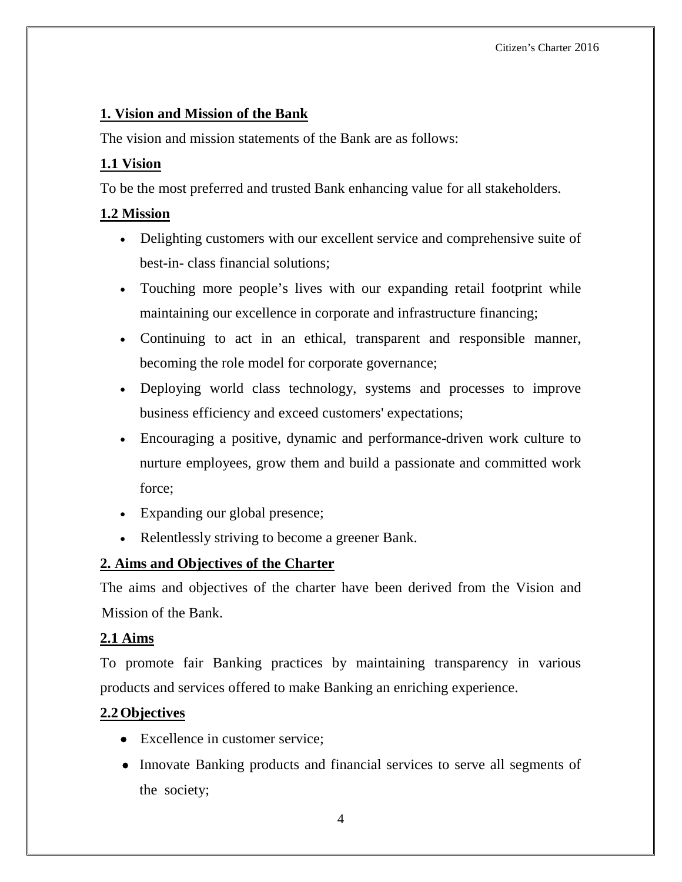## 1. Vision and Mission of the Bank

The vision and mission statements of the Bank are as follows:

### 1.1 Vision

To be the most preferred and trusted Bank enhancing value for all stakeholders.

### 1.2 Mission

- Delighting customers with our excellent service and comprehensive suite of best-in- class financial solutions;
- Touching more people's lives with our expanding retail footprint while maintaining our excellence in corporate and infrastructure financing;
- Continuing to act in an ethical, transparent and responsible manner, becoming the role model for corporate governance;
- Deploying world class technology, systems and processes to improve business efficiency and exceed customers' expectations;
- Encouraging a positive, dynamic and performance-driven work culture to nurture employees, grow them and build a passionate and committed work force;
- Expanding our global presence;
- Relentlessly striving to become a greener Bank.

## 2. Aims and Objectives of the Charter

The aims and objectives of the charter have been derived from the Vision and Mission of the Bank.

### 2.1 Aims

To promote fair Banking practices by maintaining transparency in various products and services offered to make Banking an enriching experience.

### 2.2 Objectives

- Excellence in customer service;
- Innovate Banking products and financial services to serve all segments of the society;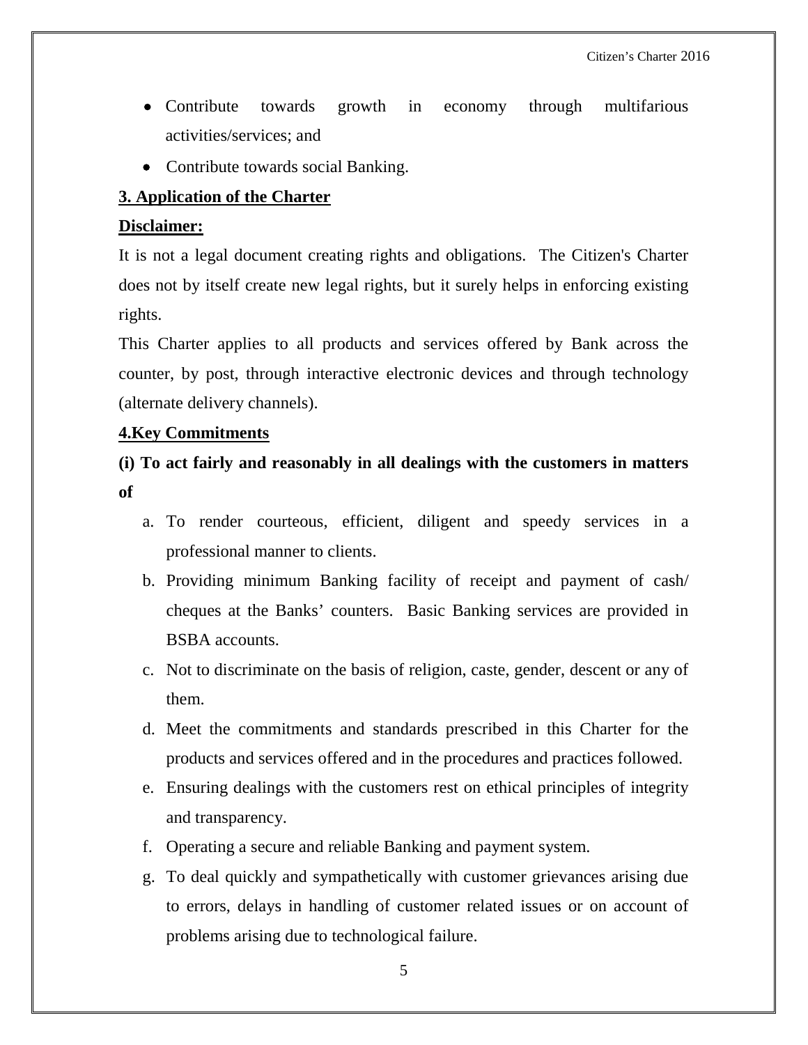- Contribute towards growth in economy through multifarious activities/services; and
- Contribute towards social Banking.

## 3. Application of the Charter

**Disclaimer:**

It is not a legal document creating rights and obligations. The Citizen's Charter does not by itself create new legal rights, but it surely helps in enforcing existing rights.

This Charter applies to all products and services offered by Bank across the counter, by post, through interactive electronic devices and through technology (alternate delivery channels).

## 4.Key Commitments

**(i) To act fairly and reasonably in all dealings with the customers in matters of**

a. To render courteous, efficient, diligent and speedy services in a professional manner to clients.
b. Providing minimum Banking facility of receipt and payment of cash/ cheques at the Banks' counters. Basic Banking services are provided in BSBA accounts.
c. Not to discriminate on the basis of religion, caste, gender, descent or any of them.
d. Meet the commitments and standards prescribed in this Charter for the products and services offered and in the procedures and practices followed.
e. Ensuring dealings with the customers rest on ethical principles of integrity and transparency.
f. Operating a secure and reliable Banking and payment system.
g. To deal quickly and sympathetically with customer grievances arising due to errors, delays in handling of customer related issues or on account of problems arising due to technological failure.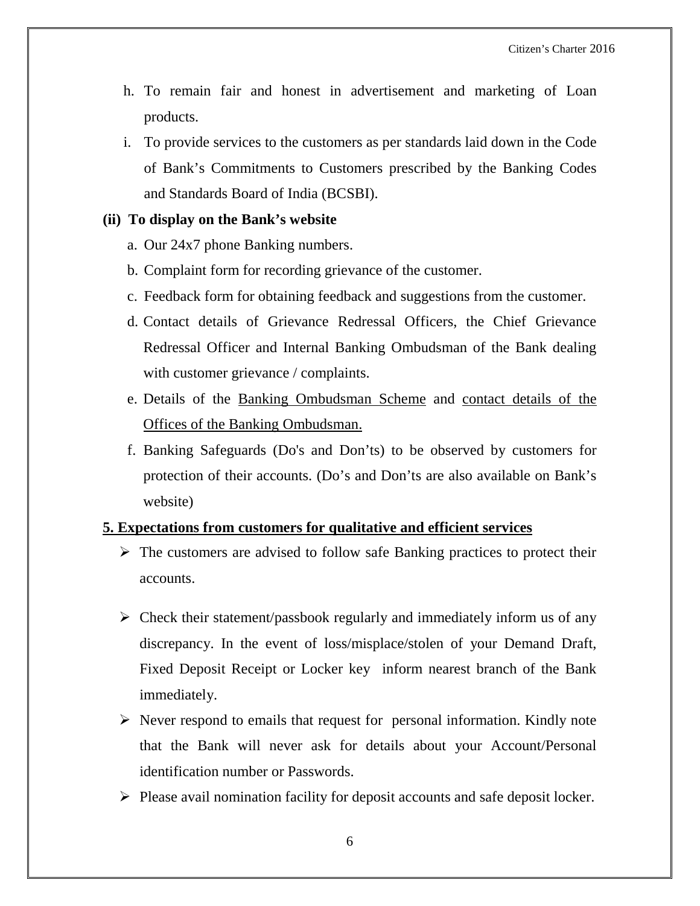h. To remain fair and honest in advertisement and marketing of Loan products.

i. To provide services to the customers as per standards laid down in the Code of Bank's Commitments to Customers prescribed by the Banking Codes and Standards Board of India (BCSBI).

**(ii) To display on the Bank's website**

a. Our 24x7 phone Banking numbers.

b. Complaint form for recording grievance of the customer.

c. Feedback form for obtaining feedback and suggestions from the customer.

d. Contact details of Grievance Redressal Officers, the Chief Grievance Redressal Officer and Internal Banking Ombudsman of the Bank dealing with customer grievance / complaints.

e. Details of the Banking Ombudsman Scheme and contact details of the Offices of the Banking Ombudsman.

f. Banking Safeguards (Do's and Don'ts) to be observed by customers for protection of their accounts. (Do's and Don'ts are also available on Bank's website)

**5. Expectations from customers for qualitative and efficient services**

- The customers are advised to follow safe Banking practices to protect their accounts.
- Check their statement/passbook regularly and immediately inform us of any discrepancy. In the event of loss/misplace/stolen of your Demand Draft, Fixed Deposit Receipt or Locker key inform nearest branch of the Bank immediately.
- Never respond to emails that request for personal information. Kindly note that the Bank will never ask for details about your Account/Personal identification number or Passwords.
- Please avail nomination facility for deposit accounts and safe deposit locker.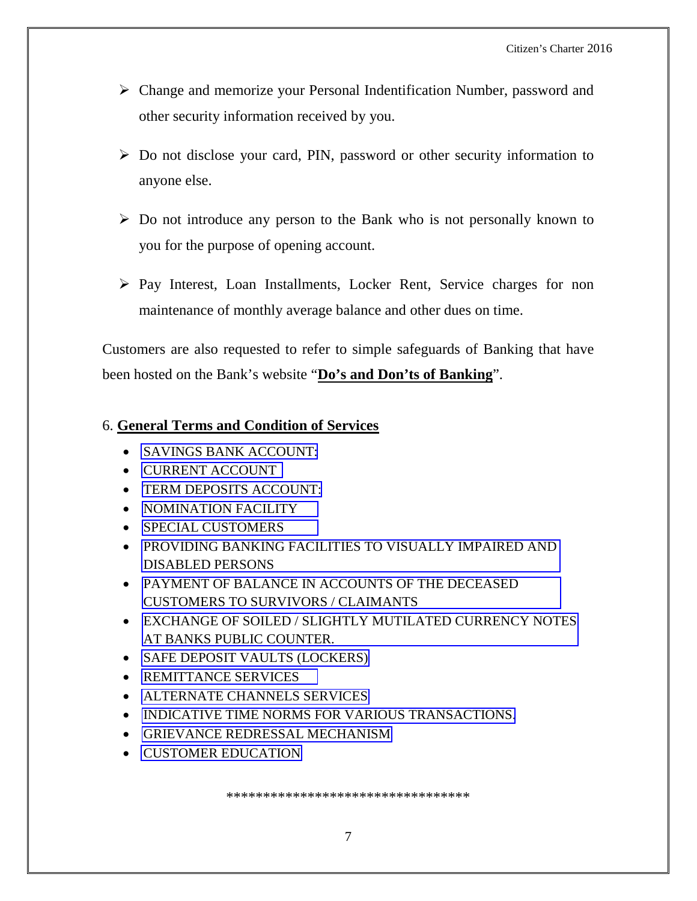- Change and memorize your Personal Indentification Number, password and other security information received by you.
- Do not disclose your card, PIN, password or other security information to anyone else.
- Do not introduce any person to the Bank who is not personally known to you for the purpose of opening account.
- Pay Interest, Loan Installments, Locker Rent, Service charges for non maintenance of monthly average balance and other dues on time.

Customers are also requested to refer to simple safeguards of Banking that have been hosted on the Bank's website "**Do's and Don'ts of Banking**".

## 6. General Terms and Condition of Services

- SAVINGS BANK ACCOUNT:
- CURRENT ACCOUNT
- TERM DEPOSITS ACCOUNT:
- NOMINATION FACILITY
- SPECIAL CUSTOMERS
- PROVIDING BANKING FACILITIES TO VISUALLY IMPAIRED AND DISABLED PERSONS
- PAYMENT OF BALANCE IN ACCOUNTS OF THE DECEASED CUSTOMERS TO SURVIVORS / CLAIMANTS
- EXCHANGE OF SOILED / SLIGHTLY MUTILATED CURRENCY NOTES AT BANKS PUBLIC COUNTER.
- SAFE DEPOSIT VAULTS (LOCKERS)
- REMITTANCE SERVICES
- ALTERNATE CHANNELS SERVICES
- INDICATIVE TIME NORMS FOR VARIOUS TRANSACTIONS.
- GRIEVANCE REDRESSAL MECHANISM
- CUSTOMER EDUCATION

*********************************